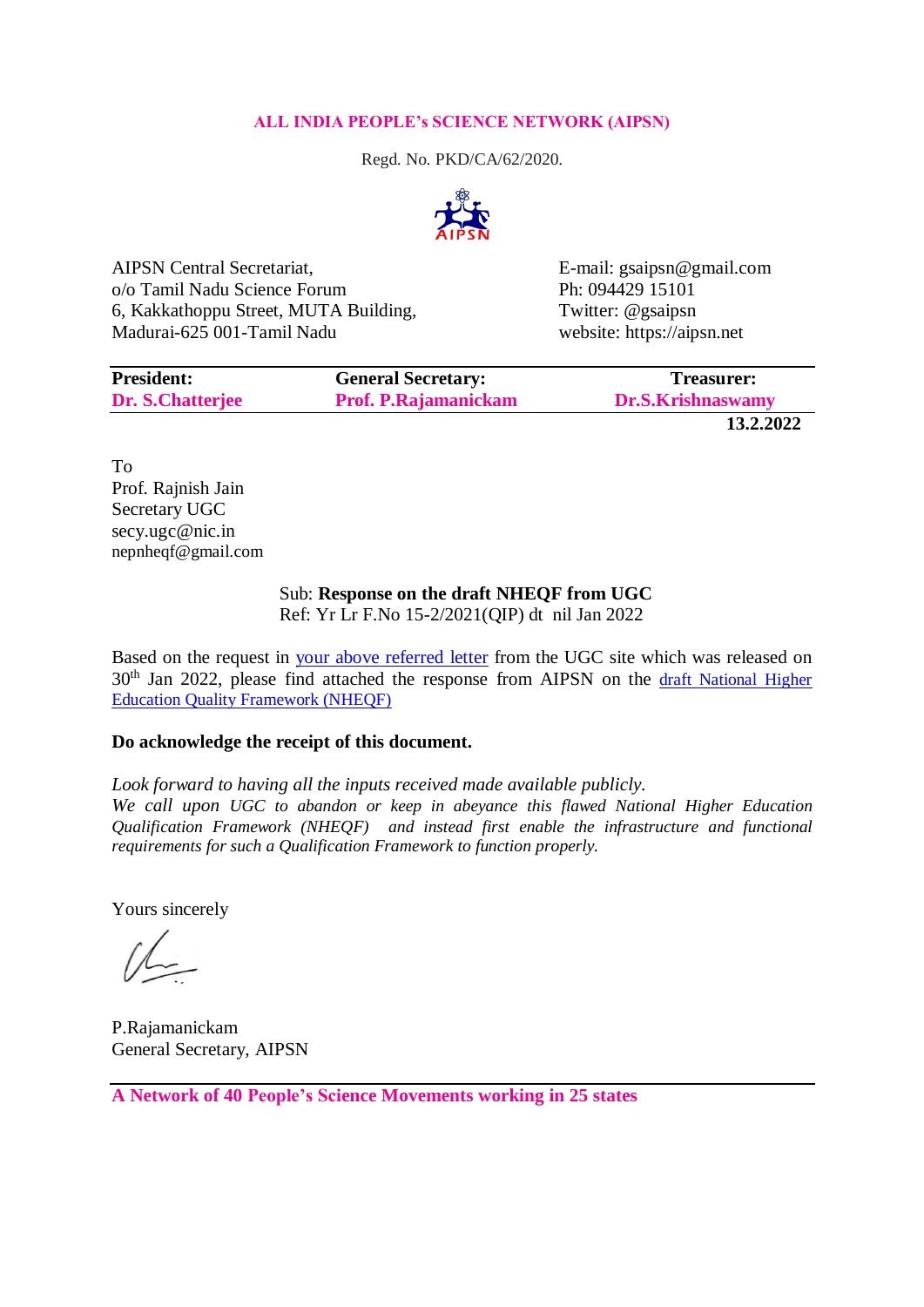**ALL INDIA PEOPLE's SCIENCE NETWORK (AIPSN)**

Regd. No. PKD/CA/62/2020.

AIPSN Central Secretariat,
o/o Tamil Nadu Science Forum
6, Kakkathoppu Street, MUTA Building,
Madurai-625 001-Tamil Nadu

E-mail: gsaipsn@gmail.com
Ph: 094429 15101
Twitter: @gsaipsn
website: https://aipsn.net

| President: | General Secretary: | Treasurer: |
|---|---|---|
| Dr. S.Chatterjee | Prof. P.Rajamanickam | Dr.S.Krishnaswamy |

**13.2.2022**

To
Prof. Rajnish Jain
Secretary UGC
secy.ugc@nic.in
nepnheqf@gmail.com

Sub: **Response on the draft NHEQF from UGC**
Ref: Yr Lr F.No 15-2/2021(QIP) dt nil Jan 2022

Based on the request in your above referred letter from the UGC site which was released on 30th Jan 2022, please find attached the response from AIPSN on the draft National Higher Education Quality Framework (NHEQF)

**Do acknowledge the receipt of this document.**

*Look forward to having all the inputs received made available publicly.*
*We call upon UGC to abandon or keep in abeyance this flawed National Higher Education Qualification Framework (NHEQF) and instead first enable the infrastructure and functional requirements for such a Qualification Framework to function properly.*

Yours sincerely

P.Rajamanickam
General Secretary, AIPSN

**A Network of 40 People's Science Movements working in 25 states**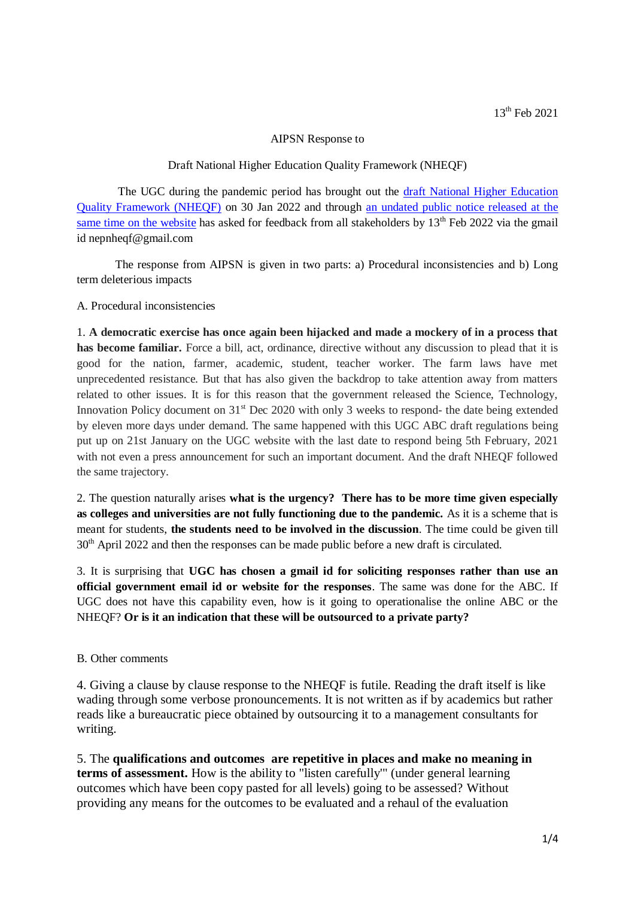13th Feb 2021

AIPSN Response to

Draft National Higher Education Quality Framework (NHEQF)

The UGC during the pandemic period has brought out the [draft National Higher Education Quality Framework (NHEQF)]() on 30 Jan 2022 and through [an undated public notice released at the same time on the website]() has asked for feedback from all stakeholders by 13th Feb 2022 via the gmail id nepnheqf@gmail.com

The response from AIPSN is given in two parts: a) Procedural inconsistencies and b) Long term deleterious impacts

A. Procedural inconsistencies

1. **A democratic exercise has once again been hijacked and made a mockery of in a process that has become familiar.** Force a bill, act, ordinance, directive without any discussion to plead that it is good for the nation, farmer, academic, student, teacher worker. The farm laws have met unprecedented resistance. But that has also given the backdrop to take attention away from matters related to other issues. It is for this reason that the government released the Science, Technology, Innovation Policy document on 31st Dec 2020 with only 3 weeks to respond- the date being extended by eleven more days under demand. The same happened with this UGC ABC draft regulations being put up on 21st January on the UGC website with the last date to respond being 5th February, 2021 with not even a press announcement for such an important document. And the draft NHEQF followed the same trajectory.

2. The question naturally arises **what is the urgency? There has to be more time given especially as colleges and universities are not fully functioning due to the pandemic.** As it is a scheme that is meant for students, **the students need to be involved in the discussion**. The time could be given till 30th April 2022 and then the responses can be made public before a new draft is circulated.

3. It is surprising that **UGC has chosen a gmail id for soliciting responses rather than use an official government email id or website for the responses**. The same was done for the ABC. If UGC does not have this capability even, how is it going to operationalise the online ABC or the NHEQF? **Or is it an indication that these will be outsourced to a private party?**

B. Other comments

4. Giving a clause by clause response to the NHEQF is futile. Reading the draft itself is like wading through some verbose pronouncements. It is not written as if by academics but rather reads like a bureaucratic piece obtained by outsourcing it to a management consultants for writing.

5. The **qualifications and outcomes are repetitive in places and make no meaning in terms of assessment.** How is the ability to "listen carefully'" (under general learning outcomes which have been copy pasted for all levels) going to be assessed? Without providing any means for the outcomes to be evaluated and a rehaul of the evaluation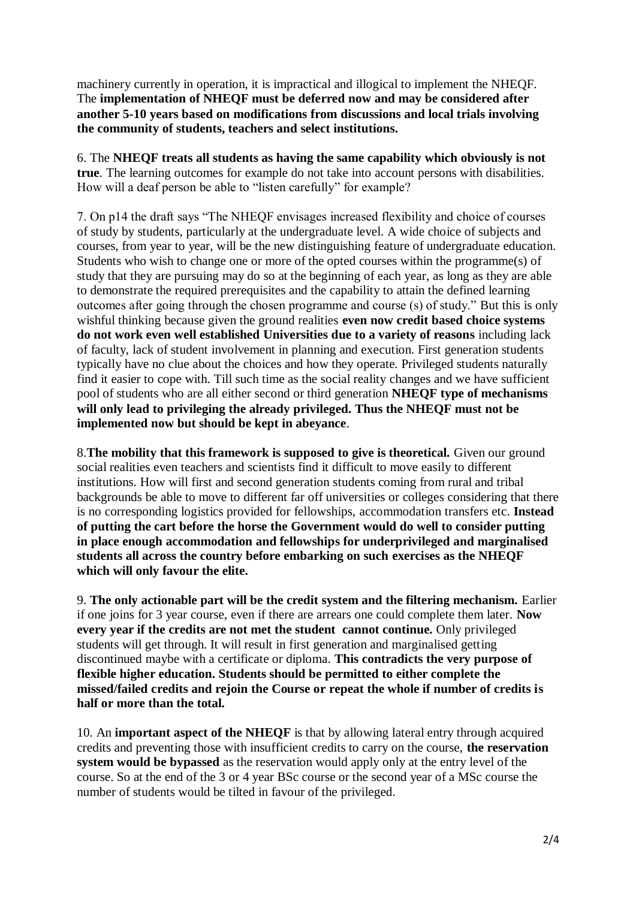machinery currently in operation, it is impractical and illogical to implement the NHEQF. The **implementation of NHEQF must be deferred now and may be considered after another 5-10 years based on modifications from discussions and local trials involving the community of students, teachers and select institutions.**

6. The **NHEQF treats all students as having the same capability which obviously is not true**. The learning outcomes for example do not take into account persons with disabilities. How will a deaf person be able to "listen carefully" for example?

7. On p14 the draft says "The NHEQF envisages increased flexibility and choice of courses of study by students, particularly at the undergraduate level. A wide choice of subjects and courses, from year to year, will be the new distinguishing feature of undergraduate education. Students who wish to change one or more of the opted courses within the programme(s) of study that they are pursuing may do so at the beginning of each year, as long as they are able to demonstrate the required prerequisites and the capability to attain the defined learning outcomes after going through the chosen programme and course (s) of study." But this is only wishful thinking because given the ground realities **even now credit based choice systems do not work even well established Universities due to a variety of reasons** including lack of faculty, lack of student involvement in planning and execution. First generation students typically have no clue about the choices and how they operate. Privileged students naturally find it easier to cope with. Till such time as the social reality changes and we have sufficient pool of students who are all either second or third generation **NHEQF type of mechanisms will only lead to privileging the already privileged. Thus the NHEQF must not be implemented now but should be kept in abeyance**.

8.**The mobility that this framework is supposed to give is theoretical.** Given our ground social realities even teachers and scientists find it difficult to move easily to different institutions. How will first and second generation students coming from rural and tribal backgrounds be able to move to different far off universities or colleges considering that there is no corresponding logistics provided for fellowships, accommodation transfers etc. **Instead of putting the cart before the horse the Government would do well to consider putting in place enough accommodation and fellowships for underprivileged and marginalised students all across the country before embarking on such exercises as the NHEQF which will only favour the elite.**

9. **The only actionable part will be the credit system and the filtering mechanism.** Earlier if one joins for 3 year course, even if there are arrears one could complete them later. **Now every year if the credits are not met the student cannot continue.** Only privileged students will get through. It will result in first generation and marginalised getting discontinued maybe with a certificate or diploma. **This contradicts the very purpose of flexible higher education. Students should be permitted to either complete the missed/failed credits and rejoin the Course or repeat the whole if number of credits is half or more than the total.**

10. An **important aspect of the NHEQF** is that by allowing lateral entry through acquired credits and preventing those with insufficient credits to carry on the course, **the reservation system would be bypassed** as the reservation would apply only at the entry level of the course. So at the end of the 3 or 4 year BSc course or the second year of a MSc course the number of students would be tilted in favour of the privileged.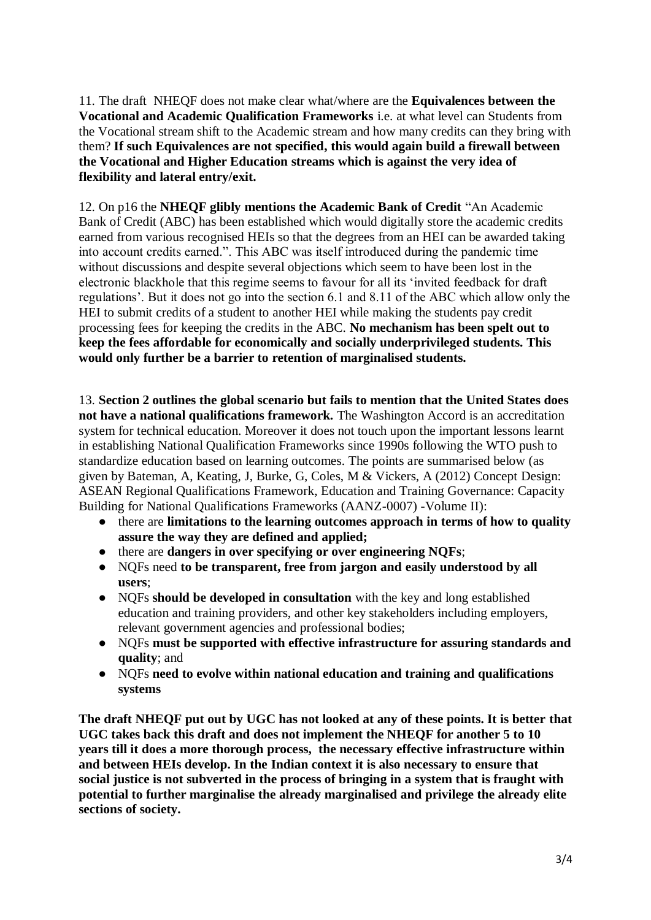11. The draft NHEQF does not make clear what/where are the **Equivalences between the Vocational and Academic Qualification Frameworks** i.e. at what level can Students from the Vocational stream shift to the Academic stream and how many credits can they bring with them? **If such Equivalences are not specified, this would again build a firewall between the Vocational and Higher Education streams which is against the very idea of flexibility and lateral entry/exit.**

12. On p16 the **NHEQF glibly mentions the Academic Bank of Credit** "An Academic Bank of Credit (ABC) has been established which would digitally store the academic credits earned from various recognised HEIs so that the degrees from an HEI can be awarded taking into account credits earned.". This ABC was itself introduced during the pandemic time without discussions and despite several objections which seem to have been lost in the electronic blackhole that this regime seems to favour for all its 'invited feedback for draft regulations'. But it does not go into the section 6.1 and 8.11 of the ABC which allow only the HEI to submit credits of a student to another HEI while making the students pay credit processing fees for keeping the credits in the ABC. **No mechanism has been spelt out to keep the fees affordable for economically and socially underprivileged students. This would only further be a barrier to retention of marginalised students.**

13. **Section 2 outlines the global scenario but fails to mention that the United States does not have a national qualifications framework.** The Washington Accord is an accreditation system for technical education. Moreover it does not touch upon the important lessons learnt in establishing National Qualification Frameworks since 1990s following the WTO push to standardize education based on learning outcomes. The points are summarised below (as given by Bateman, A, Keating, J, Burke, G, Coles, M & Vickers, A (2012) Concept Design: ASEAN Regional Qualifications Framework, Education and Training Governance: Capacity Building for National Qualifications Frameworks (AANZ-0007) -Volume II):

- there are **limitations to the learning outcomes approach in terms of how to quality assure the way they are defined and applied;**
- there are **dangers in over specifying or over engineering NQFs**;
- NQFs need **to be transparent, free from jargon and easily understood by all users**;
- NQFs **should be developed in consultation** with the key and long established education and training providers, and other key stakeholders including employers, relevant government agencies and professional bodies;
- NQFs **must be supported with effective infrastructure for assuring standards and quality**; and
- NQFs **need to evolve within national education and training and qualifications systems**

**The draft NHEQF put out by UGC has not looked at any of these points. It is better that UGC takes back this draft and does not implement the NHEQF for another 5 to 10 years till it does a more thorough process, the necessary effective infrastructure within and between HEIs develop. In the Indian context it is also necessary to ensure that social justice is not subverted in the process of bringing in a system that is fraught with potential to further marginalise the already marginalised and privilege the already elite sections of society.**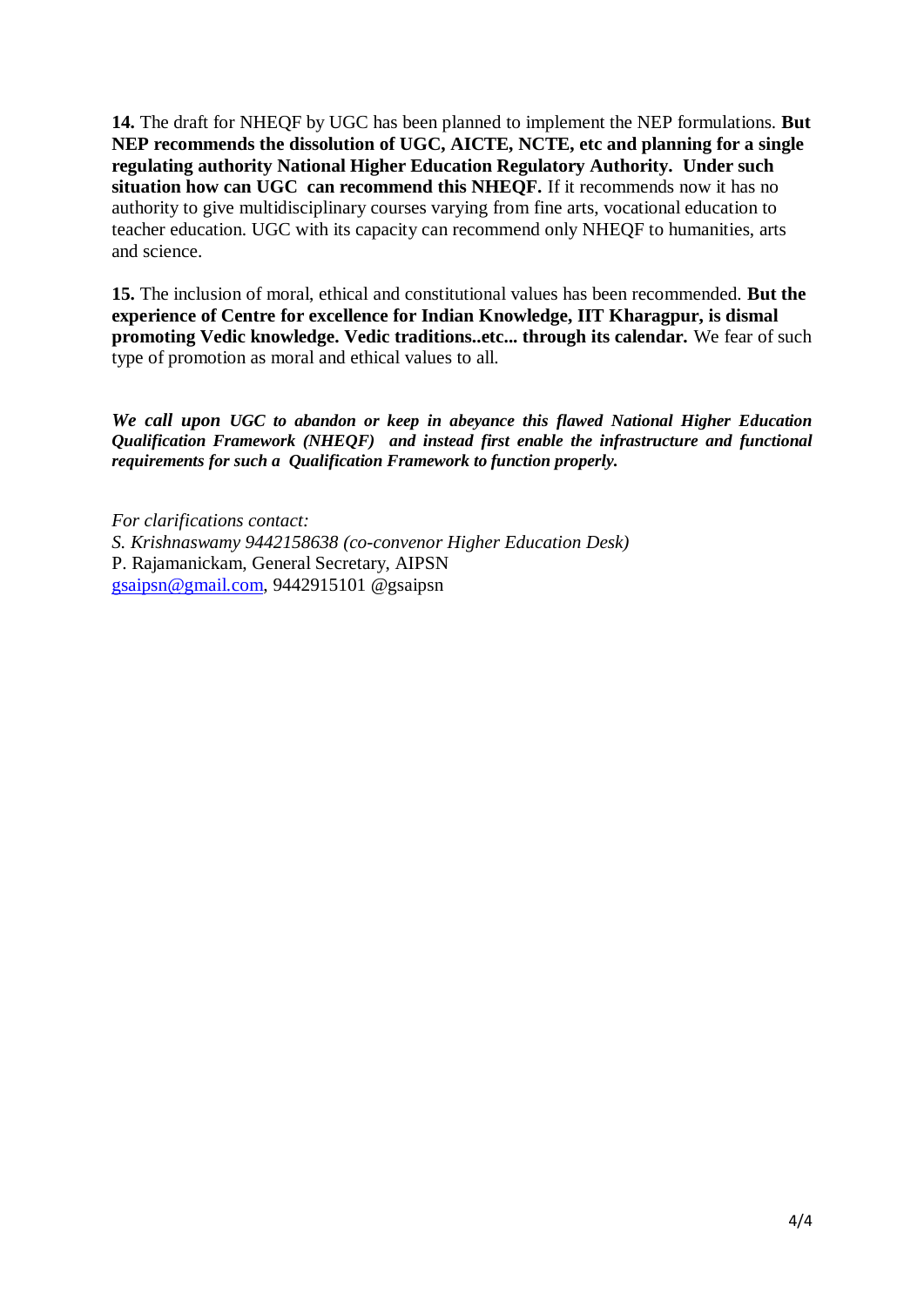**14.** The draft for NHEQF by UGC has been planned to implement the NEP formulations. **But NEP recommends the dissolution of UGC, AICTE, NCTE, etc and planning for a single regulating authority National Higher Education Regulatory Authority. Under such situation how can UGC can recommend this NHEQF.** If it recommends now it has no authority to give multidisciplinary courses varying from fine arts, vocational education to teacher education. UGC with its capacity can recommend only NHEQF to humanities, arts and science.

**15.** The inclusion of moral, ethical and constitutional values has been recommended. **But the experience of Centre for excellence for Indian Knowledge, IIT Kharagpur, is dismal promoting Vedic knowledge. Vedic traditions..etc... through its calendar.** We fear of such type of promotion as moral and ethical values to all.

***We call upon UGC to abandon or keep in abeyance this flawed National Higher Education Qualification Framework (NHEQF) and instead first enable the infrastructure and functional requirements for such a Qualification Framework to function properly.***

*For clarifications contact:*
*S. Krishnaswamy 9442158638 (co-convenor Higher Education Desk)*
P. Rajamanickam, General Secretary, AIPSN
gsaipsn@gmail.com, 9442915101 @gsaipsn